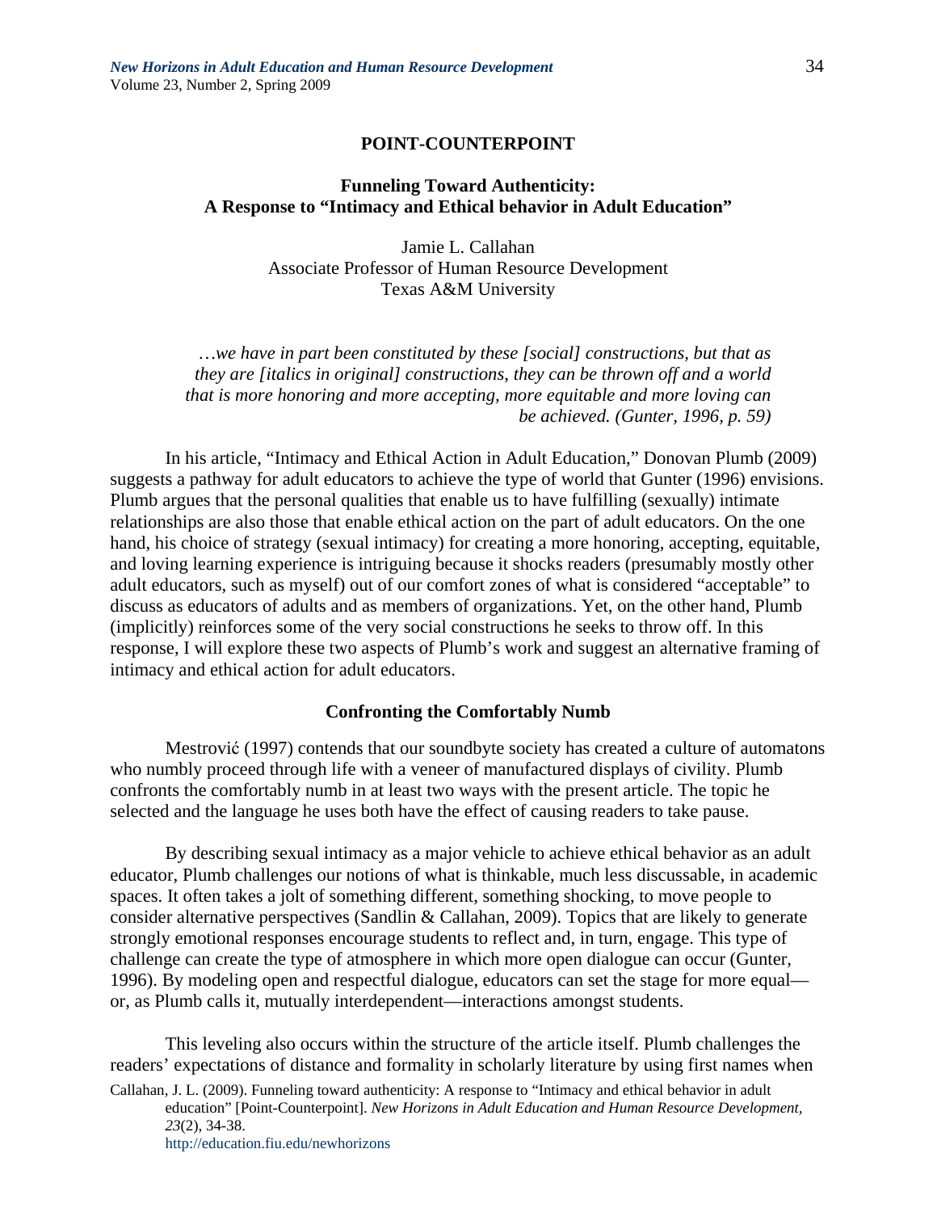## POINT-COUNTERPOINT

### Funneling Toward Authenticity: A Response to "Intimacy and Ethical behavior in Adult Education"

Jamie L. Callahan
Associate Professor of Human Resource Development
Texas A&M University

> *…we have in part been constituted by these [social] constructions, but that as they are [italics in original] constructions, they can be thrown off and a world that is more honoring and more accepting, more equitable and more loving can be achieved. (Gunter, 1996, p. 59)*

In his article, "Intimacy and Ethical Action in Adult Education," Donovan Plumb (2009) suggests a pathway for adult educators to achieve the type of world that Gunter (1996) envisions. Plumb argues that the personal qualities that enable us to have fulfilling (sexually) intimate relationships are also those that enable ethical action on the part of adult educators. On the one hand, his choice of strategy (sexual intimacy) for creating a more honoring, accepting, equitable, and loving learning experience is intriguing because it shocks readers (presumably mostly other adult educators, such as myself) out of our comfort zones of what is considered "acceptable" to discuss as educators of adults and as members of organizations. Yet, on the other hand, Plumb (implicitly) reinforces some of the very social constructions he seeks to throw off. In this response, I will explore these two aspects of Plumb's work and suggest an alternative framing of intimacy and ethical action for adult educators.

### Confronting the Comfortably Numb

Mestrović (1997) contends that our soundbyte society has created a culture of automatons who numbly proceed through life with a veneer of manufactured displays of civility. Plumb confronts the comfortably numb in at least two ways with the present article. The topic he selected and the language he uses both have the effect of causing readers to take pause.

By describing sexual intimacy as a major vehicle to achieve ethical behavior as an adult educator, Plumb challenges our notions of what is thinkable, much less discussable, in academic spaces. It often takes a jolt of something different, something shocking, to move people to consider alternative perspectives (Sandlin & Callahan, 2009). Topics that are likely to generate strongly emotional responses encourage students to reflect and, in turn, engage. This type of challenge can create the type of atmosphere in which more open dialogue can occur (Gunter, 1996). By modeling open and respectful dialogue, educators can set the stage for more equal—or, as Plumb calls it, mutually interdependent—interactions amongst students.

This leveling also occurs within the structure of the article itself. Plumb challenges the readers' expectations of distance and formality in scholarly literature by using first names when

Callahan, J. L. (2009). Funneling toward authenticity: A response to "Intimacy and ethical behavior in adult education" [Point-Counterpoint]. *New Horizons in Adult Education and Human Resource Development, 23*(2), 34-38.
http://education.fiu.edu/newhorizons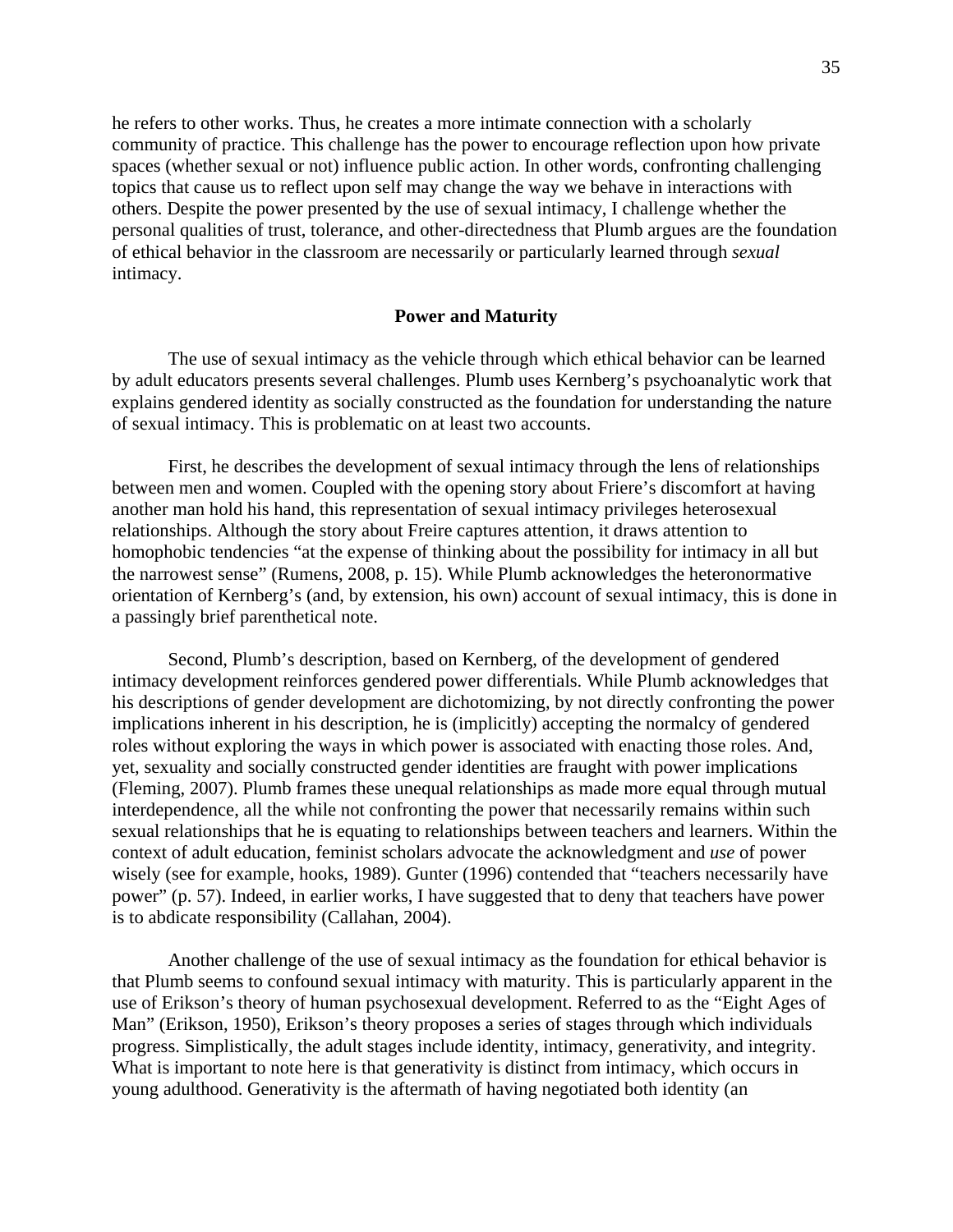he refers to other works. Thus, he creates a more intimate connection with a scholarly community of practice. This challenge has the power to encourage reflection upon how private spaces (whether sexual or not) influence public action. In other words, confronting challenging topics that cause us to reflect upon self may change the way we behave in interactions with others. Despite the power presented by the use of sexual intimacy, I challenge whether the personal qualities of trust, tolerance, and other-directedness that Plumb argues are the foundation of ethical behavior in the classroom are necessarily or particularly learned through *sexual* intimacy.

## Power and Maturity

The use of sexual intimacy as the vehicle through which ethical behavior can be learned by adult educators presents several challenges. Plumb uses Kernberg's psychoanalytic work that explains gendered identity as socially constructed as the foundation for understanding the nature of sexual intimacy. This is problematic on at least two accounts.

First, he describes the development of sexual intimacy through the lens of relationships between men and women. Coupled with the opening story about Friere's discomfort at having another man hold his hand, this representation of sexual intimacy privileges heterosexual relationships. Although the story about Freire captures attention, it draws attention to homophobic tendencies "at the expense of thinking about the possibility for intimacy in all but the narrowest sense" (Rumens, 2008, p. 15). While Plumb acknowledges the heteronormative orientation of Kernberg's (and, by extension, his own) account of sexual intimacy, this is done in a passingly brief parenthetical note.

Second, Plumb's description, based on Kernberg, of the development of gendered intimacy development reinforces gendered power differentials. While Plumb acknowledges that his descriptions of gender development are dichotomizing, by not directly confronting the power implications inherent in his description, he is (implicitly) accepting the normalcy of gendered roles without exploring the ways in which power is associated with enacting those roles. And, yet, sexuality and socially constructed gender identities are fraught with power implications (Fleming, 2007). Plumb frames these unequal relationships as made more equal through mutual interdependence, all the while not confronting the power that necessarily remains within such sexual relationships that he is equating to relationships between teachers and learners. Within the context of adult education, feminist scholars advocate the acknowledgment and *use* of power wisely (see for example, hooks, 1989). Gunter (1996) contended that "teachers necessarily have power" (p. 57). Indeed, in earlier works, I have suggested that to deny that teachers have power is to abdicate responsibility (Callahan, 2004).

Another challenge of the use of sexual intimacy as the foundation for ethical behavior is that Plumb seems to confound sexual intimacy with maturity. This is particularly apparent in the use of Erikson's theory of human psychosexual development. Referred to as the "Eight Ages of Man" (Erikson, 1950), Erikson's theory proposes a series of stages through which individuals progress. Simplistically, the adult stages include identity, intimacy, generativity, and integrity. What is important to note here is that generativity is distinct from intimacy, which occurs in young adulthood. Generativity is the aftermath of having negotiated both identity (an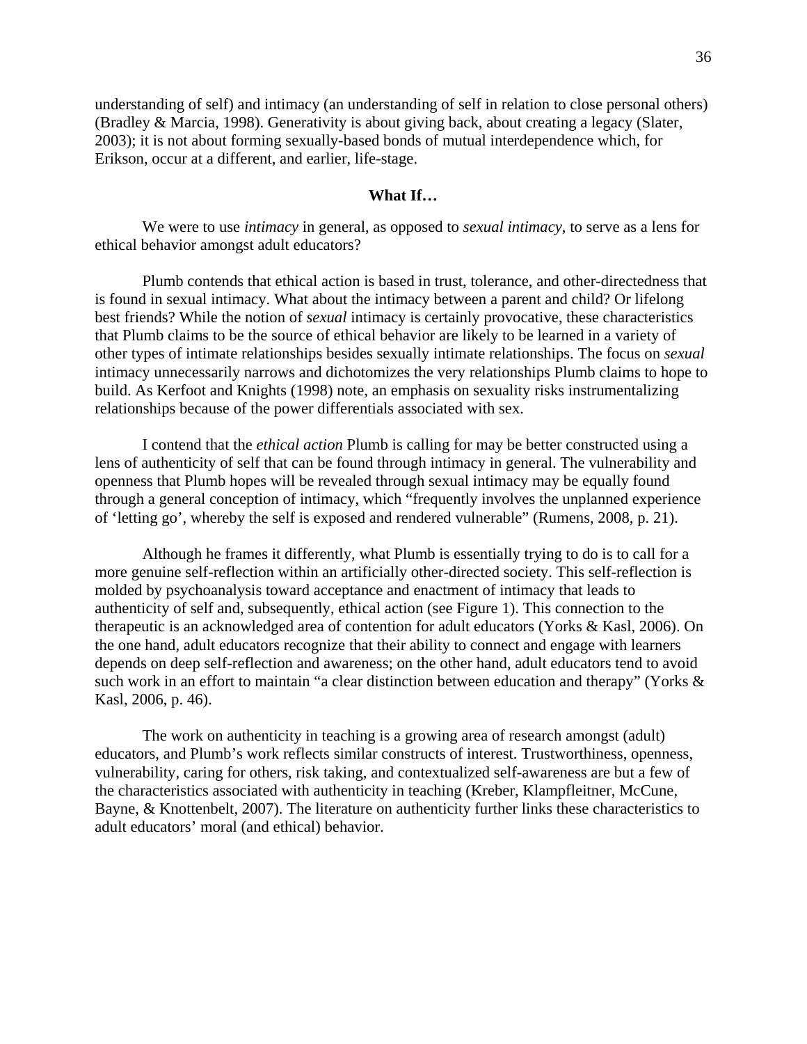understanding of self) and intimacy (an understanding of self in relation to close personal others) (Bradley & Marcia, 1998). Generativity is about giving back, about creating a legacy (Slater, 2003); it is not about forming sexually-based bonds of mutual interdependence which, for Erikson, occur at a different, and earlier, life-stage.

## What If…

We were to use *intimacy* in general, as opposed to *sexual intimacy*, to serve as a lens for ethical behavior amongst adult educators?

Plumb contends that ethical action is based in trust, tolerance, and other-directedness that is found in sexual intimacy. What about the intimacy between a parent and child? Or lifelong best friends? While the notion of *sexual* intimacy is certainly provocative, these characteristics that Plumb claims to be the source of ethical behavior are likely to be learned in a variety of other types of intimate relationships besides sexually intimate relationships. The focus on *sexual* intimacy unnecessarily narrows and dichotomizes the very relationships Plumb claims to hope to build. As Kerfoot and Knights (1998) note, an emphasis on sexuality risks instrumentalizing relationships because of the power differentials associated with sex.

I contend that the *ethical action* Plumb is calling for may be better constructed using a lens of authenticity of self that can be found through intimacy in general. The vulnerability and openness that Plumb hopes will be revealed through sexual intimacy may be equally found through a general conception of intimacy, which "frequently involves the unplanned experience of 'letting go', whereby the self is exposed and rendered vulnerable" (Rumens, 2008, p. 21).

Although he frames it differently, what Plumb is essentially trying to do is to call for a more genuine self-reflection within an artificially other-directed society. This self-reflection is molded by psychoanalysis toward acceptance and enactment of intimacy that leads to authenticity of self and, subsequently, ethical action (see Figure 1). This connection to the therapeutic is an acknowledged area of contention for adult educators (Yorks & Kasl, 2006). On the one hand, adult educators recognize that their ability to connect and engage with learners depends on deep self-reflection and awareness; on the other hand, adult educators tend to avoid such work in an effort to maintain "a clear distinction between education and therapy" (Yorks & Kasl, 2006, p. 46).

The work on authenticity in teaching is a growing area of research amongst (adult) educators, and Plumb's work reflects similar constructs of interest. Trustworthiness, openness, vulnerability, caring for others, risk taking, and contextualized self-awareness are but a few of the characteristics associated with authenticity in teaching (Kreber, Klampfleitner, McCune, Bayne, & Knottenbelt, 2007). The literature on authenticity further links these characteristics to adult educators' moral (and ethical) behavior.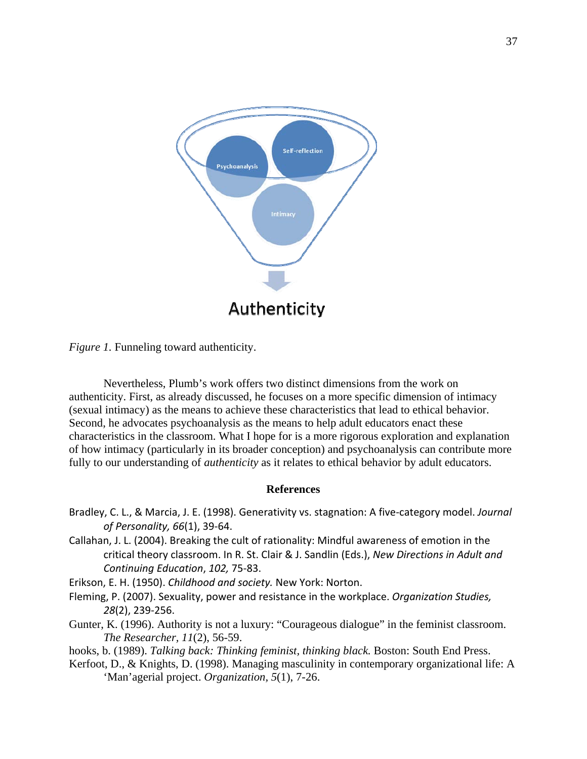*Figure 1.* Funneling toward authenticity.

Nevertheless, Plumb's work offers two distinct dimensions from the work on authenticity. First, as already discussed, he focuses on a more specific dimension of intimacy (sexual intimacy) as the means to achieve these characteristics that lead to ethical behavior. Second, he advocates psychoanalysis as the means to help adult educators enact these characteristics in the classroom. What I hope for is a more rigorous exploration and explanation of how intimacy (particularly in its broader conception) and psychoanalysis can contribute more fully to our understanding of *authenticity* as it relates to ethical behavior by adult educators.

## References

Bradley, C. L., & Marcia, J. E. (1998). Generativity vs. stagnation: A five-category model. *Journal of Personality, 66*(1), 39-64.

Callahan, J. L. (2004). Breaking the cult of rationality: Mindful awareness of emotion in the critical theory classroom. In R. St. Clair & J. Sandlin (Eds.), *New Directions in Adult and Continuing Education*, *102,* 75-83.

Erikson, E. H. (1950). *Childhood and society.* New York: Norton.

Fleming, P. (2007). Sexuality, power and resistance in the workplace. *Organization Studies, 28*(2), 239-256.

Gunter, K. (1996). Authority is not a luxury: "Courageous dialogue" in the feminist classroom. *The Researcher*, *11*(2), 56-59.

hooks, b. (1989). *Talking back: Thinking feminist, thinking black.* Boston: South End Press.

Kerfoot, D., & Knights, D. (1998). Managing masculinity in contemporary organizational life: A 'Man'agerial project. *Organization*, *5*(1), 7-26.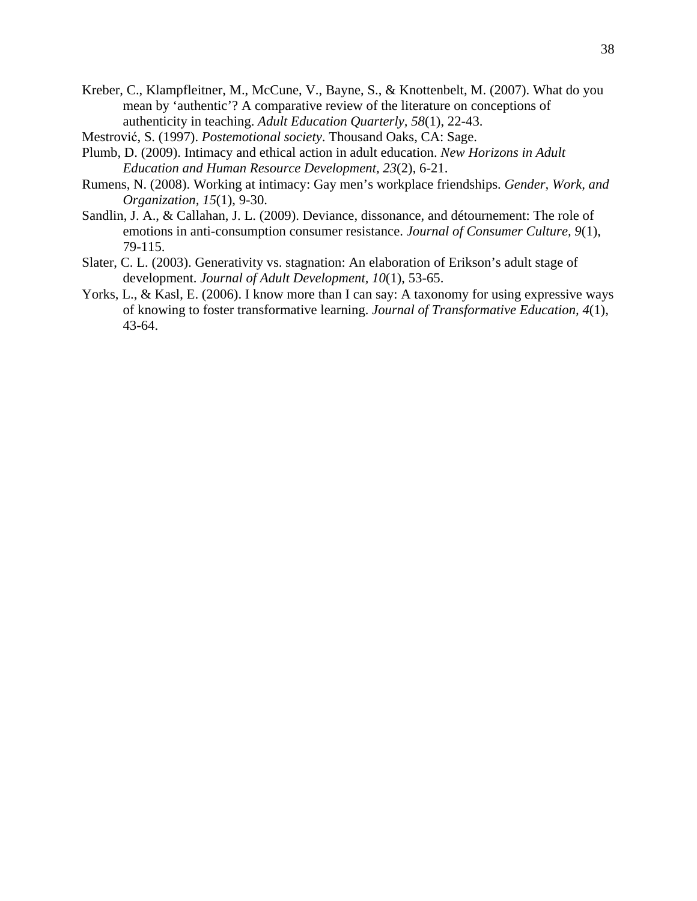Kreber, C., Klampfleitner, M., McCune, V., Bayne, S., & Knottenbelt, M. (2007). What do you mean by ‘authentic’? A comparative review of the literature on conceptions of authenticity in teaching. *Adult Education Quarterly, 58*(1), 22-43.

Mestrović, S. (1997). *Postemotional society*. Thousand Oaks, CA: Sage.

Plumb, D. (2009). Intimacy and ethical action in adult education. *New Horizons in Adult Education and Human Resource Development, 23*(2), 6-21.

Rumens, N. (2008). Working at intimacy: Gay men’s workplace friendships. *Gender, Work, and Organization, 15*(1), 9-30.

Sandlin, J. A., & Callahan, J. L. (2009). Deviance, dissonance, and détournement: The role of emotions in anti-consumption consumer resistance. *Journal of Consumer Culture, 9*(1), 79-115.

Slater, C. L. (2003). Generativity vs. stagnation: An elaboration of Erikson’s adult stage of development. *Journal of Adult Development, 10*(1), 53-65.

Yorks, L., & Kasl, E. (2006). I know more than I can say: A taxonomy for using expressive ways of knowing to foster transformative learning. *Journal of Transformative Education, 4*(1), 43-64.